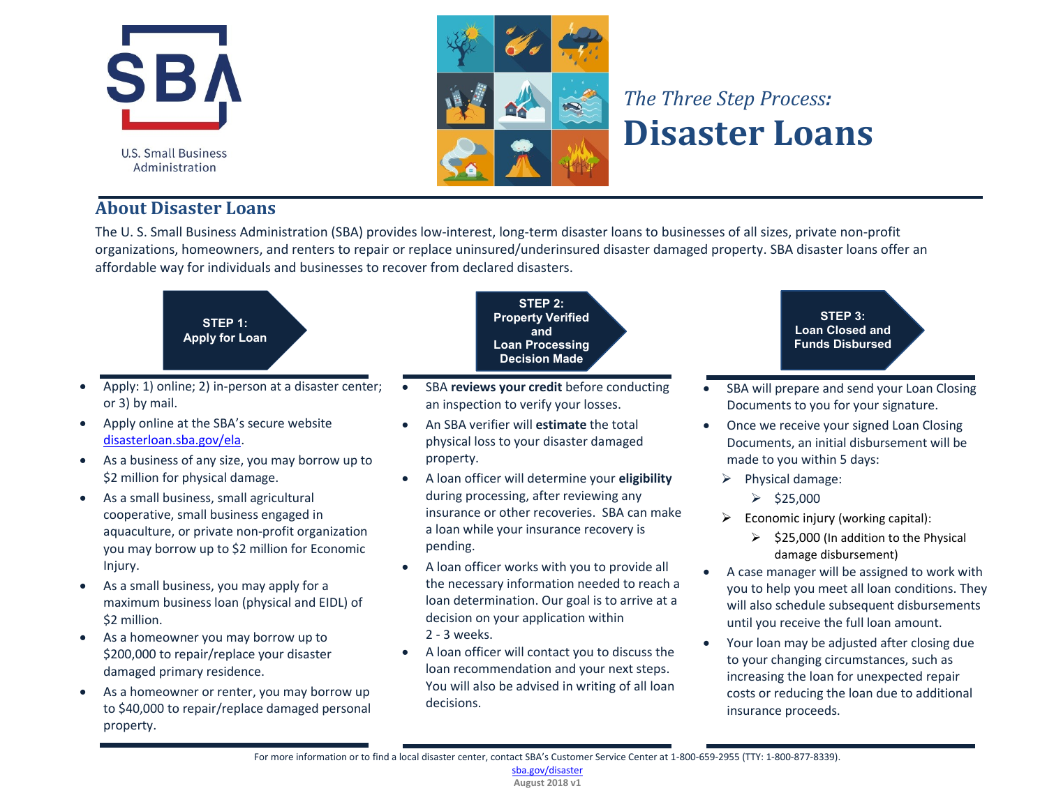U.S. Small Business Administration

*The Three Step Process:*

# Disaster Loans

## About Disaster Loans

The U. S. Small Business Administration (SBA) provides low-interest, long-term disaster loans to businesses of all sizes, private non-profit organizations, homeowners, and renters to repair or replace uninsured/underinsured disaster damaged property. SBA disaster loans offer an affordable way for individuals and businesses to recover from declared disasters.

### STEP 1: Apply for Loan

- Apply: 1) online; 2) in-person at a disaster center; or 3) by mail.
- Apply online at the SBA's secure website disasterloan.sba.gov/ela.
- As a business of any size, you may borrow up to $2 million for physical damage.
- As a small business, small agricultural cooperative, small business engaged in aquaculture, or private non-profit organization you may borrow up to $2 million for Economic Injury.
- As a small business, you may apply for a maximum business loan (physical and EIDL) of $2 million.
- As a homeowner you may borrow up to $200,000 to repair/replace your disaster damaged primary residence.
- As a homeowner or renter, you may borrow up to $40,000 to repair/replace damaged personal property.

### STEP 2: Property Verified and Loan Processing Decision Made

- SBA **reviews your credit** before conducting an inspection to verify your losses.
- An SBA verifier will **estimate** the total physical loss to your disaster damaged property.
- A loan officer will determine your **eligibility** during processing, after reviewing any insurance or other recoveries. SBA can make a loan while your insurance recovery is pending.
- A loan officer works with you to provide all the necessary information needed to reach a loan determination. Our goal is to arrive at a decision on your application within 2 - 3 weeks.
- A loan officer will contact you to discuss the loan recommendation and your next steps. You will also be advised in writing of all loan decisions.

### STEP 3: Loan Closed and Funds Disbursed

- SBA will prepare and send your Loan Closing Documents to you for your signature.
- Once we receive your signed Loan Closing Documents, an initial disbursement will be made to you within 5 days:
  - Physical damage:
    - $25,000
  - Economic injury (working capital):
    - $25,000 (In addition to the Physical damage disbursement)
- A case manager will be assigned to work with you to help you meet all loan conditions. They will also schedule subsequent disbursements until you receive the full loan amount.
- Your loan may be adjusted after closing due to your changing circumstances, such as increasing the loan for unexpected repair costs or reducing the loan due to additional insurance proceeds.

For more information or to find a local disaster center, contact SBA's Customer Service Center at 1-800-659-2955 (TTY: 1-800-877-8339).

sba.gov/disaster

August 2018 v1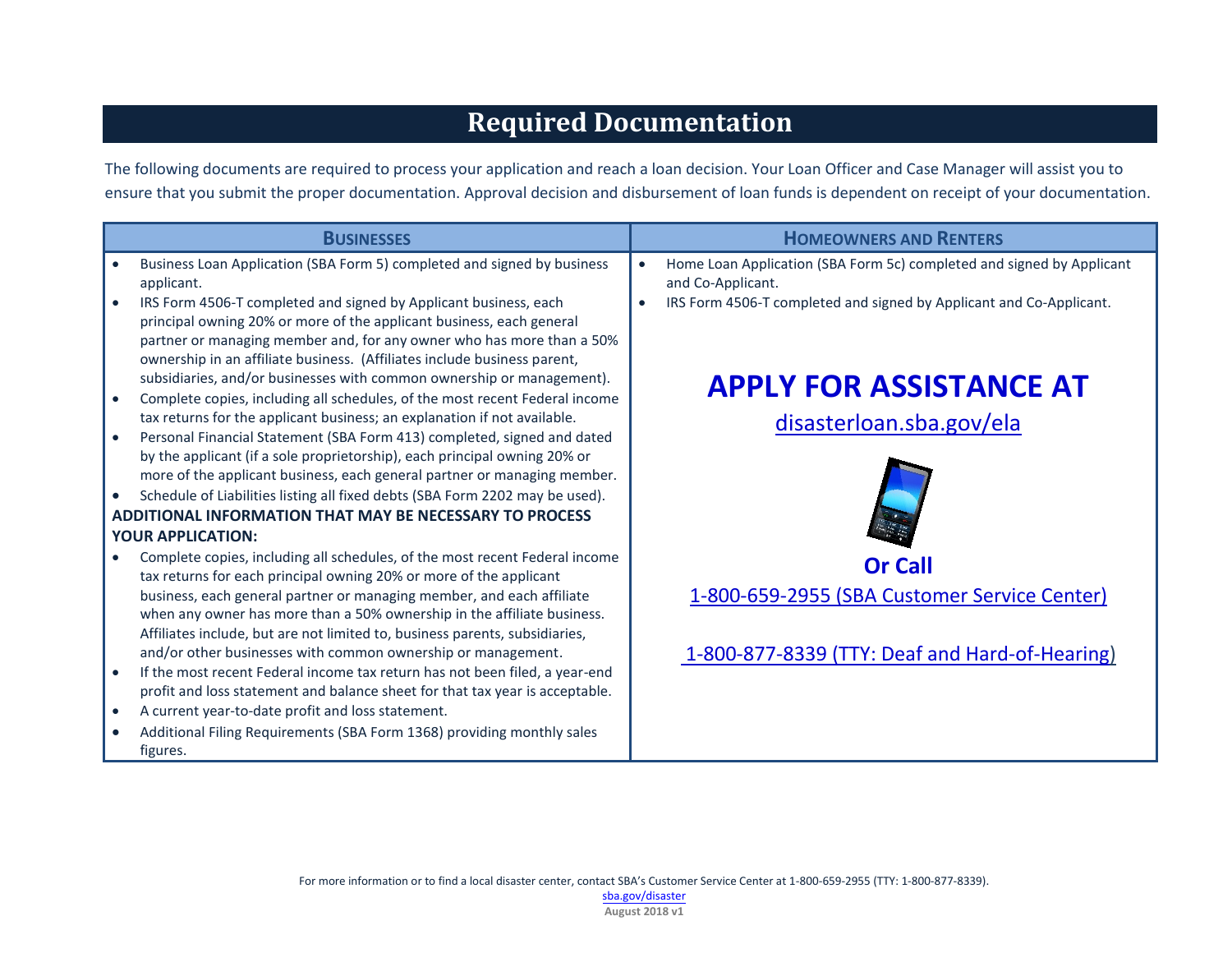# Required Documentation

The following documents are required to process your application and reach a loan decision. Your Loan Officer and Case Manager will assist you to ensure that you submit the proper documentation. Approval decision and disbursement of loan funds is dependent on receipt of your documentation.

## Businesses

- Business Loan Application (SBA Form 5) completed and signed by business applicant.
- IRS Form 4506-T completed and signed by Applicant business, each principal owning 20% or more of the applicant business, each general partner or managing member and, for any owner who has more than a 50% ownership in an affiliate business. (Affiliates include business parent, subsidiaries, and/or businesses with common ownership or management).
- Complete copies, including all schedules, of the most recent Federal income tax returns for the applicant business; an explanation if not available.
- Personal Financial Statement (SBA Form 413) completed, signed and dated by the applicant (if a sole proprietorship), each principal owning 20% or more of the applicant business, each general partner or managing member.
- Schedule of Liabilities listing all fixed debts (SBA Form 2202 may be used).

**ADDITIONAL INFORMATION THAT MAY BE NECESSARY TO PROCESS YOUR APPLICATION:**

- Complete copies, including all schedules, of the most recent Federal income tax returns for each principal owning 20% or more of the applicant business, each general partner or managing member, and each affiliate when any owner has more than a 50% ownership in the affiliate business. Affiliates include, but are not limited to, business parents, subsidiaries, and/or other businesses with common ownership or management.
- If the most recent Federal income tax return has not been filed, a year-end profit and loss statement and balance sheet for that tax year is acceptable.
- A current year-to-date profit and loss statement.
- Additional Filing Requirements (SBA Form 1368) providing monthly sales figures.

## Homeowners and Renters

- Home Loan Application (SBA Form 5c) completed and signed by Applicant and Co-Applicant.
- IRS Form 4506-T completed and signed by Applicant and Co-Applicant.

## APPLY FOR ASSISTANCE AT

disasterloan.sba.gov/ela

**Or Call**

1-800-659-2955 (SBA Customer Service Center)

1-800-877-8339 (TTY: Deaf and Hard-of-Hearing)

For more information or to find a local disaster center, contact SBA's Customer Service Center at 1-800-659-2955 (TTY: 1-800-877-8339).

sba.gov/disaster

**August 2018 v1**